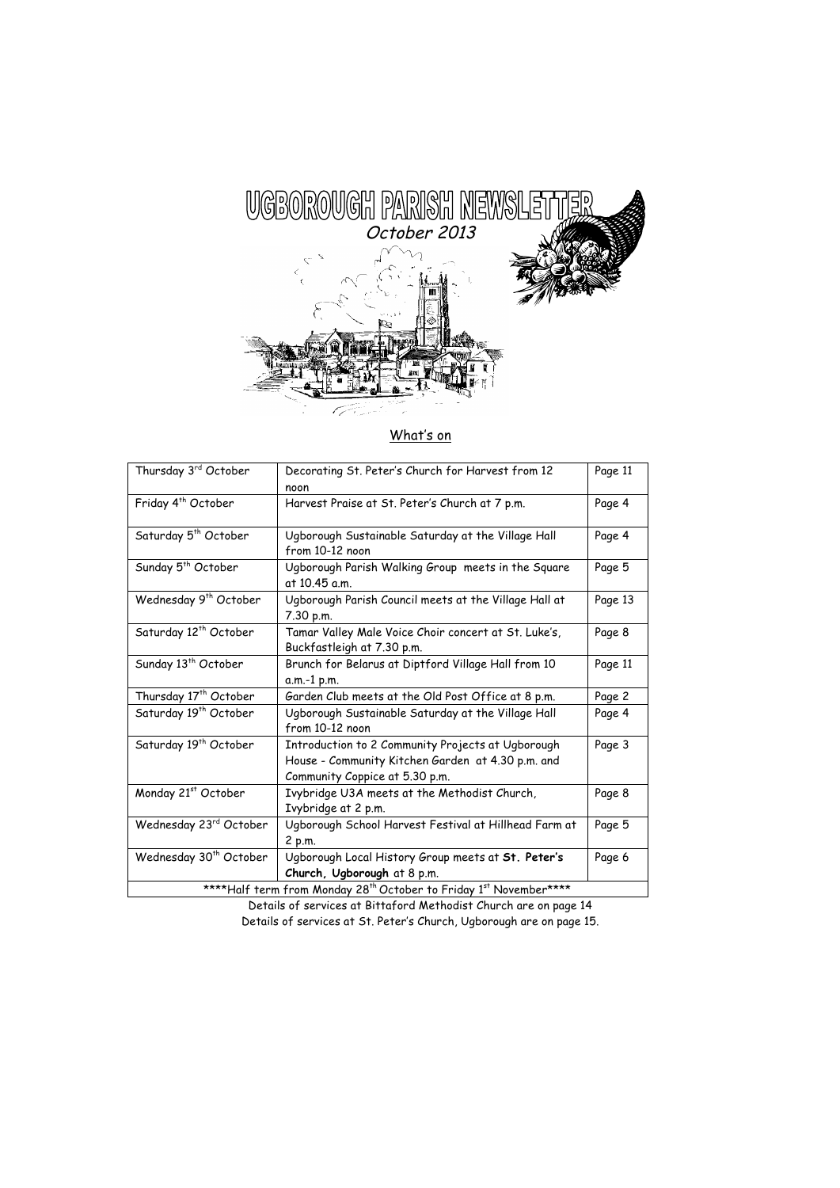# UGBOROUGH PARISH NEWSLETTER

*October 2013*

## What's on

| Thursday 3rd October | Decorating St. Peter's Church for Harvest from 12 noon | Page 11 |
|---|---|---|
| Friday 4th October | Harvest Praise at St. Peter's Church at 7 p.m. | Page 4 |
| Saturday 5th October | Ugborough Sustainable Saturday at the Village Hall from 10-12 noon | Page 4 |
| Sunday 5th October | Ugborough Parish Walking Group meets in the Square at 10.45 a.m. | Page 5 |
| Wednesday 9th October | Ugborough Parish Council meets at the Village Hall at 7.30 p.m. | Page 13 |
| Saturday 12th October | Tamar Valley Male Voice Choir concert at St. Luke's, Buckfastleigh at 7.30 p.m. | Page 8 |
| Sunday 13th October | Brunch for Belarus at Diptford Village Hall from 10 a.m.-1 p.m. | Page 11 |
| Thursday 17th October | Garden Club meets at the Old Post Office at 8 p.m. | Page 2 |
| Saturday 19th October | Ugborough Sustainable Saturday at the Village Hall from 10-12 noon | Page 4 |
| Saturday 19th October | Introduction to 2 Community Projects at Ugborough House - Community Kitchen Garden at 4.30 p.m. and Community Coppice at 5.30 p.m. | Page 3 |
| Monday 21st October | Ivybridge U3A meets at the Methodist Church, Ivybridge at 2 p.m. | Page 8 |
| Wednesday 23rd October | Ugborough School Harvest Festival at Hillhead Farm at 2 p.m. | Page 5 |
| Wednesday 30th October | Ugborough Local History Group meets at **St. Peter's Church, Ugborough** at 8 p.m. | Page 6 |
| ****Half term from Monday 28th October to Friday 1st November**** | | |

Details of services at Bittaford Methodist Church are on page 14

Details of services at St. Peter's Church, Ugborough are on page 15.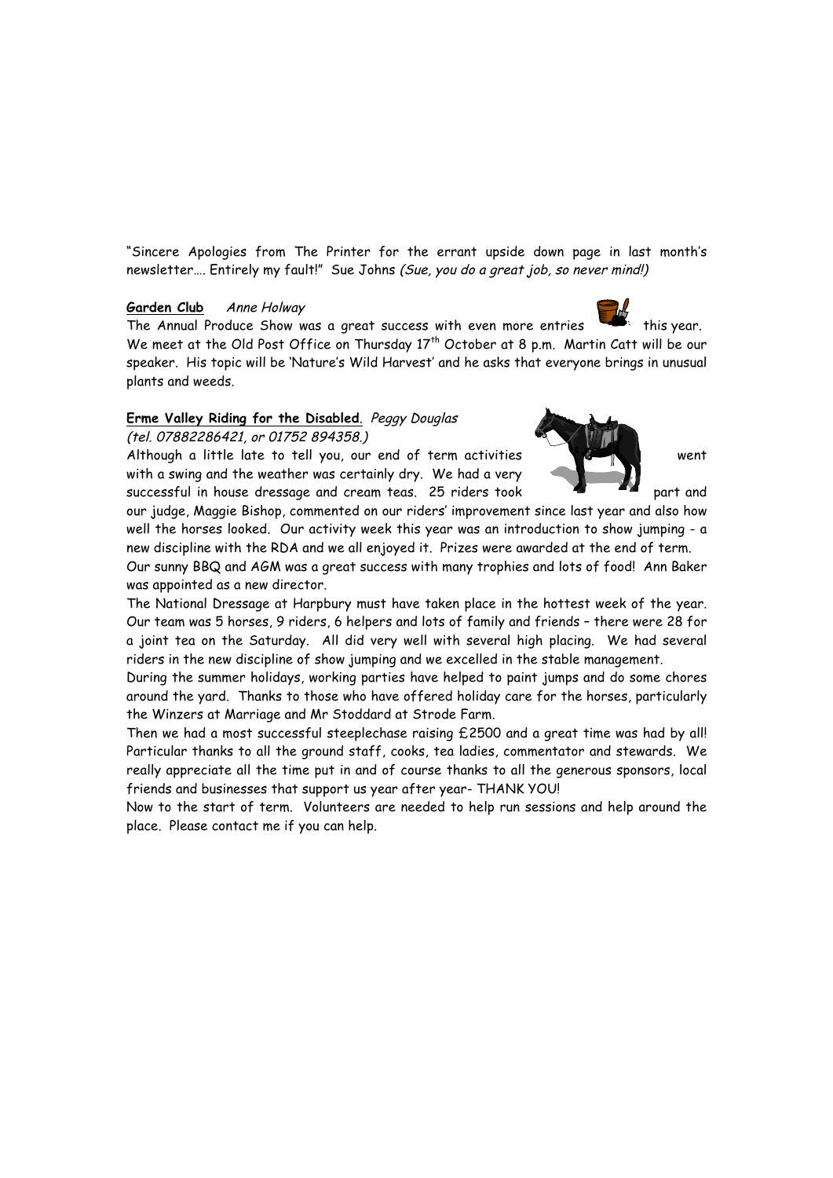"Sincere Apologies from The Printer for the errant upside down page in last month's newsletter…. Entirely my fault!" Sue Johns *(Sue, you do a great job, so never mind!)*

**Garden Club** *Anne Holway*

The Annual Produce Show was a great success with even more entries this year. We meet at the Old Post Office on Thursday 17th October at 8 p.m. Martin Catt will be our speaker. His topic will be 'Nature's Wild Harvest' and he asks that everyone brings in unusual plants and weeds.

**Erme Valley Riding for the Disabled**. *Peggy Douglas (tel. 07882286421, or 01752 894358.)*

Although a little late to tell you, our end of term activities went with a swing and the weather was certainly dry. We had a very successful in house dressage and cream teas. 25 riders took part and our judge, Maggie Bishop, commented on our riders' improvement since last year and also how well the horses looked. Our activity week this year was an introduction to show jumping - a new discipline with the RDA and we all enjoyed it. Prizes were awarded at the end of term.

Our sunny BBQ and AGM was a great success with many trophies and lots of food! Ann Baker was appointed as a new director.

The National Dressage at Harpbury must have taken place in the hottest week of the year. Our team was 5 horses, 9 riders, 6 helpers and lots of family and friends – there were 28 for a joint tea on the Saturday. All did very well with several high placing. We had several riders in the new discipline of show jumping and we excelled in the stable management.

During the summer holidays, working parties have helped to paint jumps and do some chores around the yard. Thanks to those who have offered holiday care for the horses, particularly the Winzers at Marriage and Mr Stoddard at Strode Farm.

Then we had a most successful steeplechase raising £2500 and a great time was had by all! Particular thanks to all the ground staff, cooks, tea ladies, commentator and stewards. We really appreciate all the time put in and of course thanks to all the generous sponsors, local friends and businesses that support us year after year- THANK YOU!

Now to the start of term. Volunteers are needed to help run sessions and help around the place. Please contact me if you can help.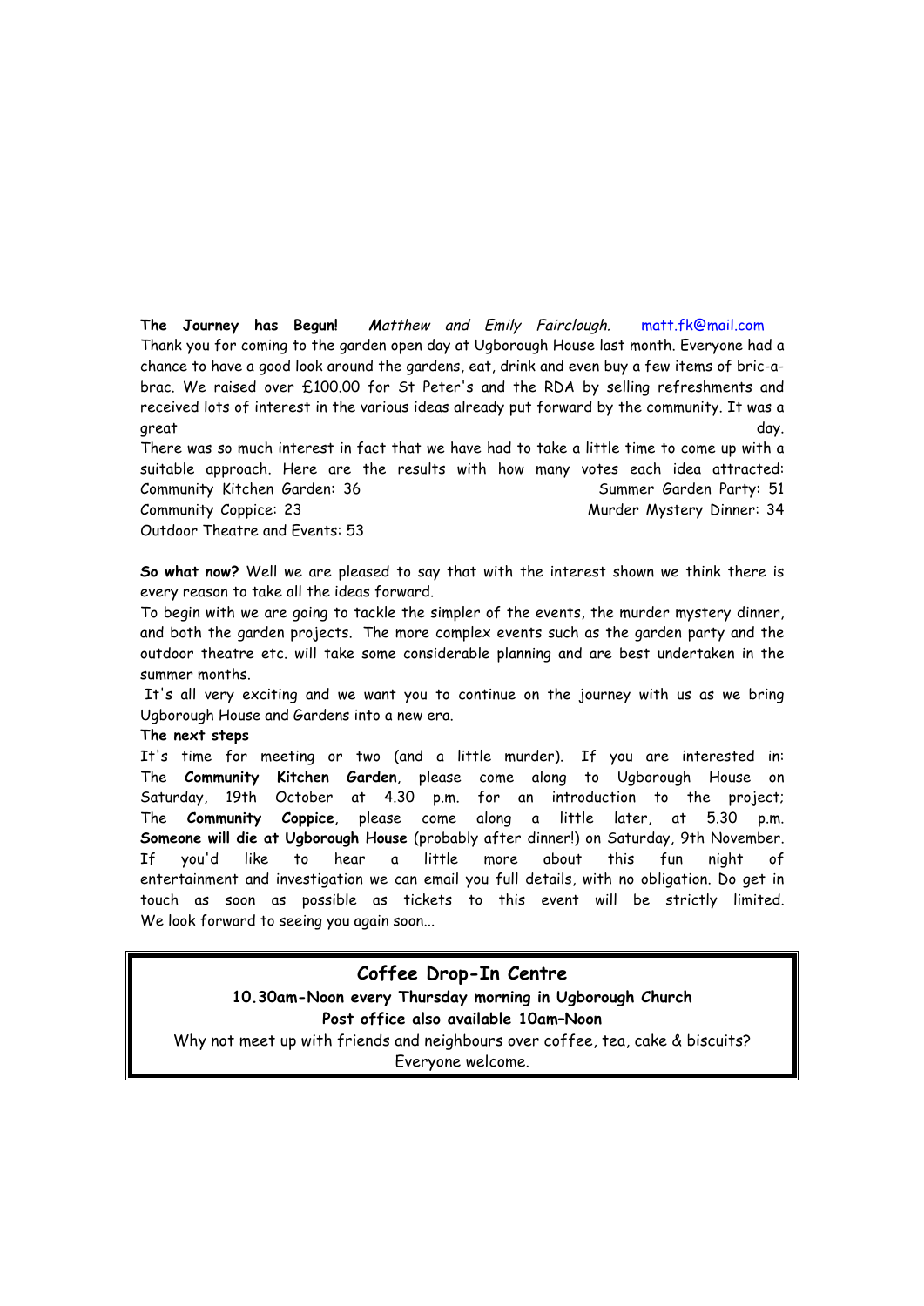**The Journey has Begun!** *Matthew and Emily Fairclough.* matt.fk@mail.com

Thank you for coming to the garden open day at Ugborough House last month. Everyone had a chance to have a good look around the gardens, eat, drink and even buy a few items of bric-a-brac. We raised over £100.00 for St Peter's and the RDA by selling refreshments and received lots of interest in the various ideas already put forward by the community. It was a great day.

There was so much interest in fact that we have had to take a little time to come up with a suitable approach. Here are the results with how many votes each idea attracted:

Community Kitchen Garden: 36
Summer Garden Party: 51
Community Coppice: 23
Murder Mystery Dinner: 34
Outdoor Theatre and Events: 53

**So what now?** Well we are pleased to say that with the interest shown we think there is every reason to take all the ideas forward.

To begin with we are going to tackle the simpler of the events, the murder mystery dinner, and both the garden projects. The more complex events such as the garden party and the outdoor theatre etc. will take some considerable planning and are best undertaken in the summer months.

It's all very exciting and we want you to continue on the journey with us as we bring Ugborough House and Gardens into a new era.

**The next steps**

It's time for meeting or two (and a little murder). If you are interested in:

The **Community Kitchen Garden**, please come along to Ugborough House on Saturday, 19th October at 4.30 p.m. for an introduction to the project;

The **Community Coppice**, please come along a little later, at 5.30 p.m.

**Someone will die at Ugborough House** (probably after dinner!) on Saturday, 9th November. If you'd like to hear a little more about this fun night of entertainment and investigation we can email you full details, with no obligation. Do get in touch as soon as possible as tickets to this event will be strictly limited.

We look forward to seeing you again soon...

## Coffee Drop-In Centre

**10.30am-Noon every Thursday morning in Ugborough Church**
**Post office also available 10am–Noon**

Why not meet up with friends and neighbours over coffee, tea, cake & biscuits?
Everyone welcome.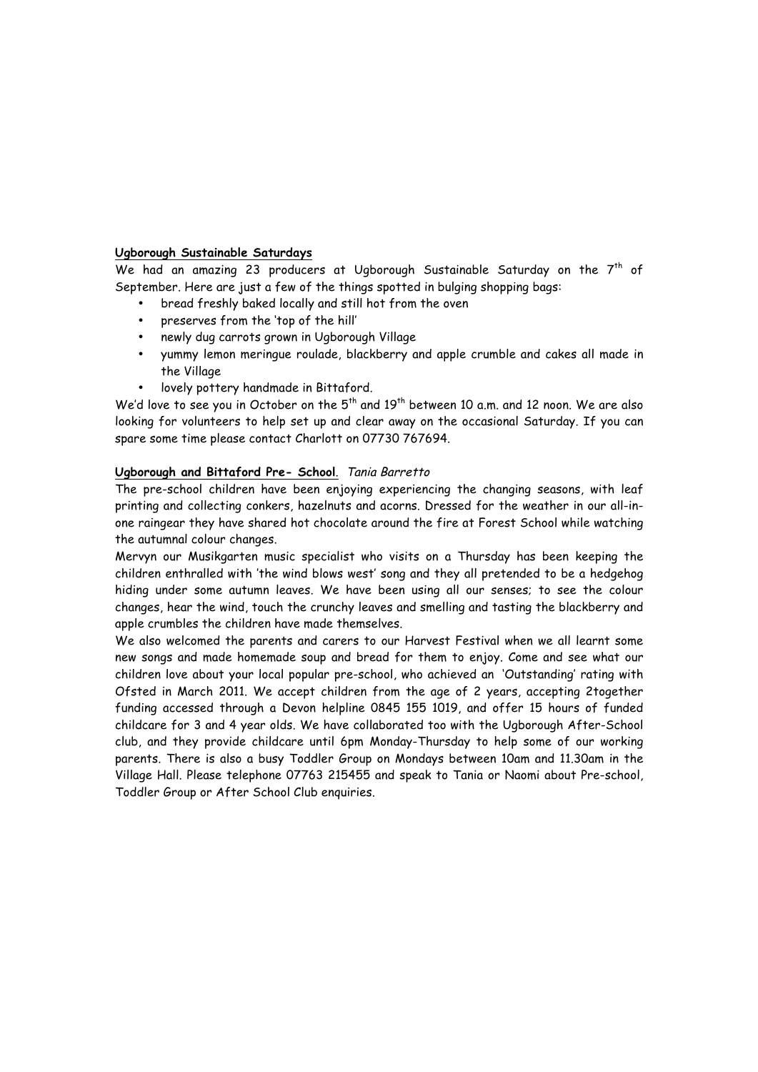**Ugborough Sustainable Saturdays**

We had an amazing 23 producers at Ugborough Sustainable Saturday on the 7th of September. Here are just a few of the things spotted in bulging shopping bags:

- bread freshly baked locally and still hot from the oven
- preserves from the 'top of the hill'
- newly dug carrots grown in Ugborough Village
- yummy lemon meringue roulade, blackberry and apple crumble and cakes all made in the Village
- lovely pottery handmade in Bittaford.

We'd love to see you in October on the 5th and 19th between 10 a.m. and 12 noon. We are also looking for volunteers to help set up and clear away on the occasional Saturday. If you can spare some time please contact Charlott on 07730 767694.

**Ugborough and Bittaford Pre- School**. *Tania Barretto*

The pre-school children have been enjoying experiencing the changing seasons, with leaf printing and collecting conkers, hazelnuts and acorns. Dressed for the weather in our all-in-one raingear they have shared hot chocolate around the fire at Forest School while watching the autumnal colour changes.

Mervyn our Musikgarten music specialist who visits on a Thursday has been keeping the children enthralled with 'the wind blows west' song and they all pretended to be a hedgehog hiding under some autumn leaves. We have been using all our senses; to see the colour changes, hear the wind, touch the crunchy leaves and smelling and tasting the blackberry and apple crumbles the children have made themselves.

We also welcomed the parents and carers to our Harvest Festival when we all learnt some new songs and made homemade soup and bread for them to enjoy. Come and see what our children love about your local popular pre-school, who achieved an 'Outstanding' rating with Ofsted in March 2011. We accept children from the age of 2 years, accepting 2together funding accessed through a Devon helpline 0845 155 1019, and offer 15 hours of funded childcare for 3 and 4 year olds. We have collaborated too with the Ugborough After-School club, and they provide childcare until 6pm Monday-Thursday to help some of our working parents. There is also a busy Toddler Group on Mondays between 10am and 11.30am in the Village Hall. Please telephone 07763 215455 and speak to Tania or Naomi about Pre-school, Toddler Group or After School Club enquiries.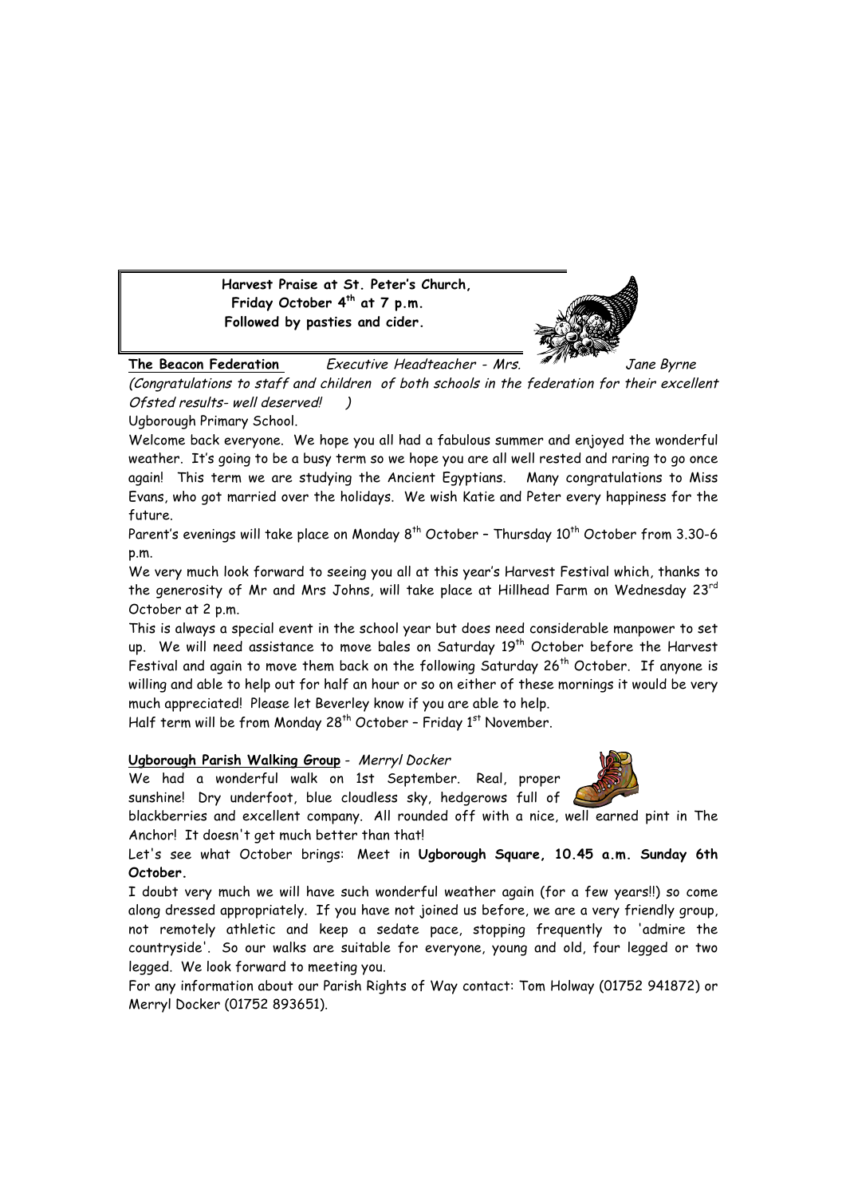**Harvest Praise at St. Peter's Church,**
**Friday October 4th at 7 p.m.**
**Followed by pasties and cider.**

**The Beacon Federation** *Executive Headteacher - Mrs. Jane Byrne*

*(Congratulations to staff and children of both schools in the federation for their excellent Ofsted results- well deserved! )*

Ugborough Primary School.

Welcome back everyone. We hope you all had a fabulous summer and enjoyed the wonderful weather. It's going to be a busy term so we hope you are all well rested and raring to go once again! This term we are studying the Ancient Egyptians. Many congratulations to Miss Evans, who got married over the holidays. We wish Katie and Peter every happiness for the future.

Parent's evenings will take place on Monday 8th October – Thursday 10th October from 3.30-6 p.m.

We very much look forward to seeing you all at this year's Harvest Festival which, thanks to the generosity of Mr and Mrs Johns, will take place at Hillhead Farm on Wednesday 23rd October at 2 p.m.

This is always a special event in the school year but does need considerable manpower to set up. We will need assistance to move bales on Saturday 19th October before the Harvest Festival and again to move them back on the following Saturday 26th October. If anyone is willing and able to help out for half an hour or so on either of these mornings it would be very much appreciated! Please let Beverley know if you are able to help.

Half term will be from Monday 28th October – Friday 1st November.

**Ugborough Parish Walking Group** - *Merryl Docker*

We had a wonderful walk on 1st September. Real, proper sunshine! Dry underfoot, blue cloudless sky, hedgerows full of blackberries and excellent company. All rounded off with a nice, well earned pint in The Anchor! It doesn't get much better than that!

Let's see what October brings: Meet in **Ugborough Square, 10.45 a.m. Sunday 6th October.**

I doubt very much we will have such wonderful weather again (for a few years!!) so come along dressed appropriately. If you have not joined us before, we are a very friendly group, not remotely athletic and keep a sedate pace, stopping frequently to 'admire the countryside'. So our walks are suitable for everyone, young and old, four legged or two legged. We look forward to meeting you.

For any information about our Parish Rights of Way contact: Tom Holway (01752 941872) or Merryl Docker (01752 893651).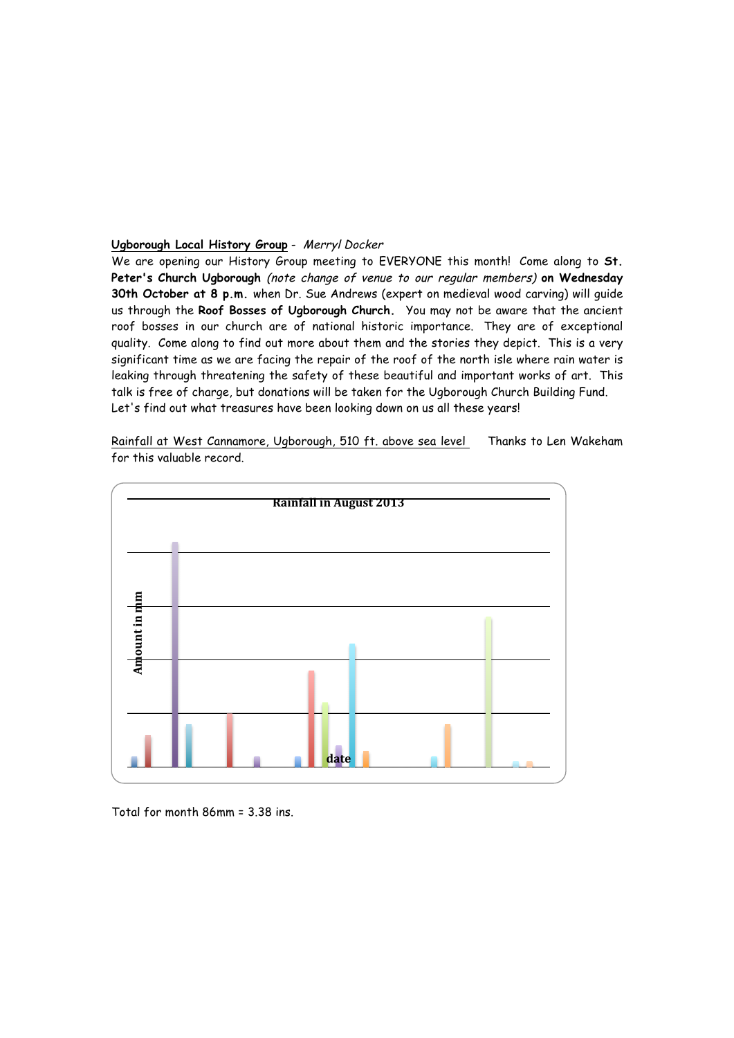<u>**Ugborough Local History Group**</u> - *Merryl Docker*

We are opening our History Group meeting to EVERYONE this month! Come along to **St. Peter's Church Ugborough** *(note change of venue to our regular members)* **on Wednesday 30th October at 8 p.m.** when Dr. Sue Andrews (expert on medieval wood carving) will guide us through the **Roof Bosses of Ugborough Church.** You may not be aware that the ancient roof bosses in our church are of national historic importance. They are of exceptional quality. Come along to find out more about them and the stories they depict. This is a very significant time as we are facing the repair of the roof of the north isle where rain water is leaking through threatening the safety of these beautiful and important works of art. This talk is free of charge, but donations will be taken for the Ugborough Church Building Fund. Let's find out what treasures have been looking down on us all these years!

<u>Rainfall at West Cannamore, Ugborough, 510 ft. above sea level</u> Thanks to Len Wakeham for this valuable record.

**Rainfall in August 2013**

Amount in mm

date

Total for month 86mm = 3.38 ins.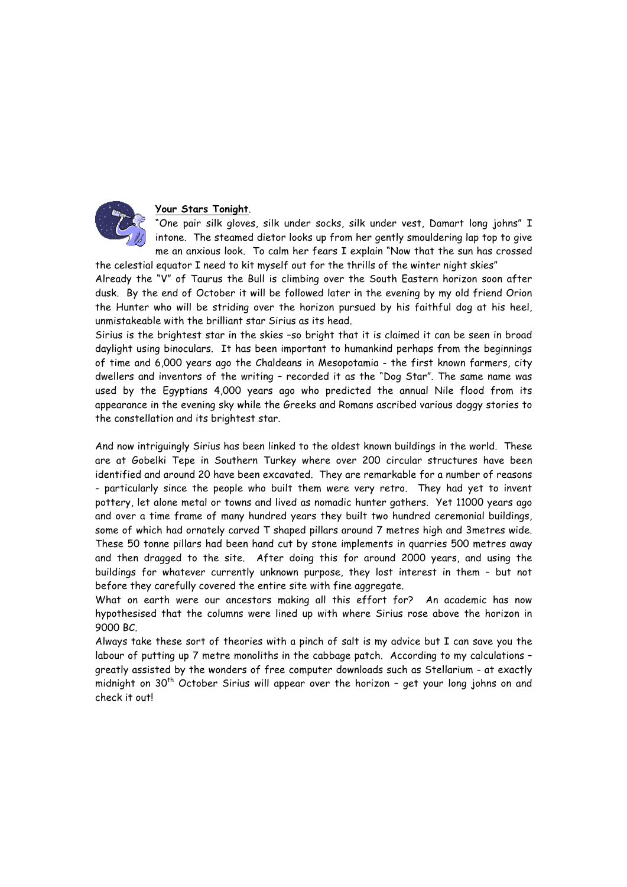## Your Stars Tonight.

"One pair silk gloves, silk under socks, silk under vest, Damart long johns" I intone. The steamed dietor looks up from her gently smouldering lap top to give me an anxious look. To calm her fears I explain "Now that the sun has crossed the celestial equator I need to kit myself out for the thrills of the winter night skies"

Already the "V" of Taurus the Bull is climbing over the South Eastern horizon soon after dusk. By the end of October it will be followed later in the evening by my old friend Orion the Hunter who will be striding over the horizon pursued by his faithful dog at his heel, unmistakeable with the brilliant star Sirius as its head.

Sirius is the brightest star in the skies –so bright that it is claimed it can be seen in broad daylight using binoculars. It has been important to humankind perhaps from the beginnings of time and 6,000 years ago the Chaldeans in Mesopotamia - the first known farmers, city dwellers and inventors of the writing – recorded it as the "Dog Star". The same name was used by the Egyptians 4,000 years ago who predicted the annual Nile flood from its appearance in the evening sky while the Greeks and Romans ascribed various doggy stories to the constellation and its brightest star.

And now intriguingly Sirius has been linked to the oldest known buildings in the world. These are at Gobelki Tepe in Southern Turkey where over 200 circular structures have been identified and around 20 have been excavated. They are remarkable for a number of reasons - particularly since the people who built them were very retro. They had yet to invent pottery, let alone metal or towns and lived as nomadic hunter gathers. Yet 11000 years ago and over a time frame of many hundred years they built two hundred ceremonial buildings, some of which had ornately carved T shaped pillars around 7 metres high and 3metres wide. These 50 tonne pillars had been hand cut by stone implements in quarries 500 metres away and then dragged to the site. After doing this for around 2000 years, and using the buildings for whatever currently unknown purpose, they lost interest in them – but not before they carefully covered the entire site with fine aggregate.

What on earth were our ancestors making all this effort for? An academic has now hypothesised that the columns were lined up with where Sirius rose above the horizon in 9000 BC.

Always take these sort of theories with a pinch of salt is my advice but I can save you the labour of putting up 7 metre monoliths in the cabbage patch. According to my calculations – greatly assisted by the wonders of free computer downloads such as Stellarium - at exactly midnight on 30th October Sirius will appear over the horizon – get your long johns on and check it out!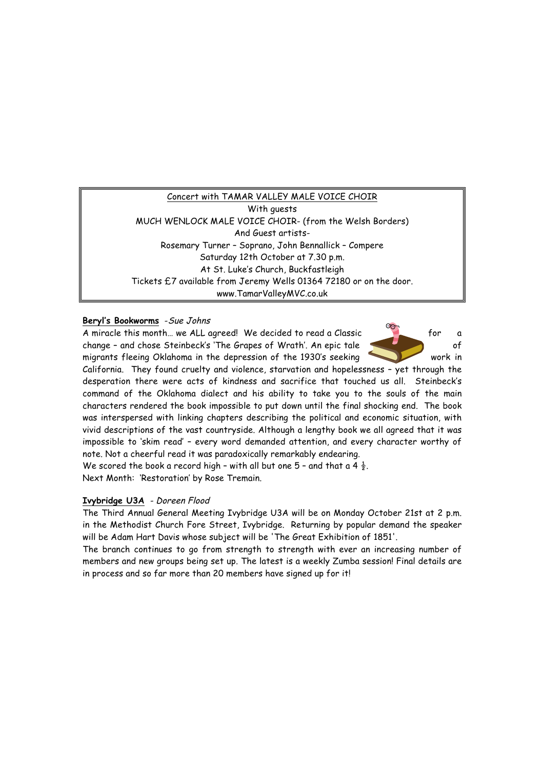Concert with TAMAR VALLEY MALE VOICE CHOIR
With guests
MUCH WENLOCK MALE VOICE CHOIR- (from the Welsh Borders)
And Guest artists-
Rosemary Turner – Soprano, John Bennallick – Compere
Saturday 12th October at 7.30 p.m.
At St. Luke's Church, Buckfastleigh
Tickets £7 available from Jeremy Wells 01364 72180 or on the door.
www.TamarValleyMVC.co.uk

**Beryl's Bookworms** *-Sue Johns*

A miracle this month… we ALL agreed! We decided to read a Classic for a change – and chose Steinbeck's 'The Grapes of Wrath'. An epic tale of migrants fleeing Oklahoma in the depression of the 1930's seeking work in California. They found cruelty and violence, starvation and hopelessness – yet through the desperation there were acts of kindness and sacrifice that touched us all. Steinbeck's command of the Oklahoma dialect and his ability to take you to the souls of the main characters rendered the book impossible to put down until the final shocking end. The book was interspersed with linking chapters describing the political and economic situation, with vivid descriptions of the vast countryside. Although a lengthy book we all agreed that it was impossible to 'skim read' – every word demanded attention, and every character worthy of note. Not a cheerful read it was paradoxically remarkably endearing.

We scored the book a record high – with all but one 5 – and that a 4 ½.

Next Month: 'Restoration' by Rose Tremain.

**Ivybridge U3A** *- Doreen Flood*

The Third Annual General Meeting Ivybridge U3A will be on Monday October 21st at 2 p.m. in the Methodist Church Fore Street, Ivybridge. Returning by popular demand the speaker will be Adam Hart Davis whose subject will be 'The Great Exhibition of 1851'.

The branch continues to go from strength to strength with ever an increasing number of members and new groups being set up. The latest is a weekly Zumba session! Final details are in process and so far more than 20 members have signed up for it!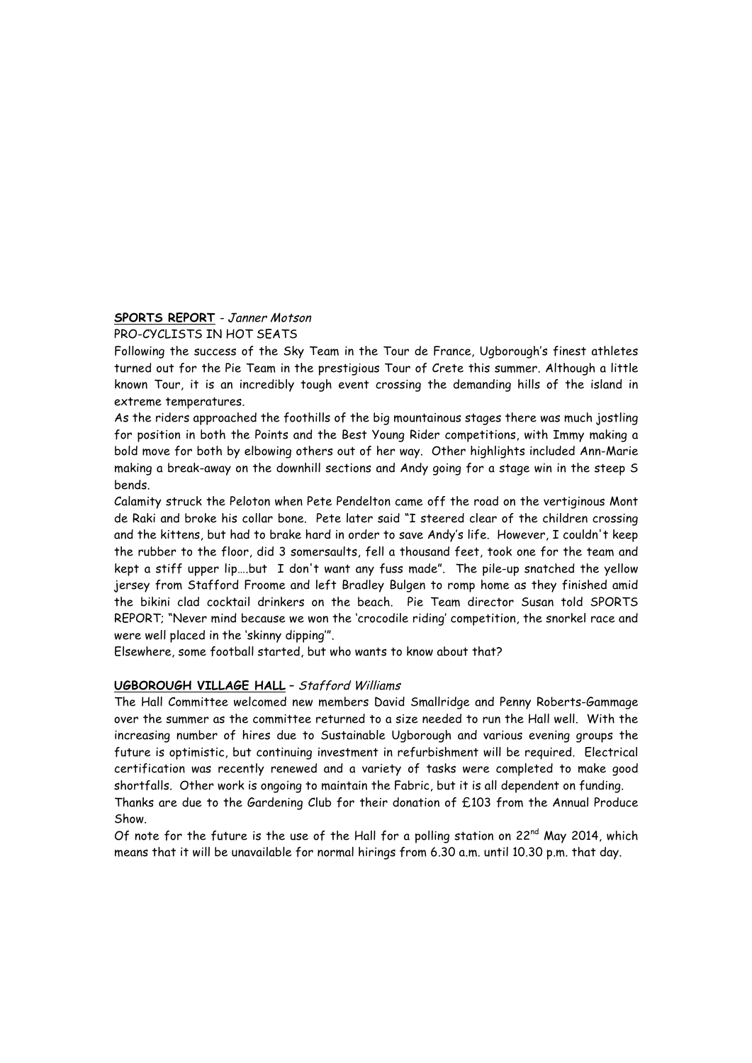**SPORTS REPORT** - *Janner Motson*

PRO-CYCLISTS IN HOT SEATS

Following the success of the Sky Team in the Tour de France, Ugborough's finest athletes turned out for the Pie Team in the prestigious Tour of Crete this summer. Although a little known Tour, it is an incredibly tough event crossing the demanding hills of the island in extreme temperatures.

As the riders approached the foothills of the big mountainous stages there was much jostling for position in both the Points and the Best Young Rider competitions, with Immy making a bold move for both by elbowing others out of her way. Other highlights included Ann-Marie making a break-away on the downhill sections and Andy going for a stage win in the steep S bends.

Calamity struck the Peloton when Pete Pendelton came off the road on the vertiginous Mont de Raki and broke his collar bone. Pete later said "I steered clear of the children crossing and the kittens, but had to brake hard in order to save Andy's life. However, I couldn't keep the rubber to the floor, did 3 somersaults, fell a thousand feet, took one for the team and kept a stiff upper lip….but I don't want any fuss made". The pile-up snatched the yellow jersey from Stafford Froome and left Bradley Bulgen to romp home as they finished amid the bikini clad cocktail drinkers on the beach. Pie Team director Susan told SPORTS REPORT; "Never mind because we won the 'crocodile riding' competition, the snorkel race and were well placed in the 'skinny dipping'".

Elsewhere, some football started, but who wants to know about that?

**UGBOROUGH VILLAGE HALL** – *Stafford Williams*

The Hall Committee welcomed new members David Smallridge and Penny Roberts-Gammage over the summer as the committee returned to a size needed to run the Hall well. With the increasing number of hires due to Sustainable Ugborough and various evening groups the future is optimistic, but continuing investment in refurbishment will be required. Electrical certification was recently renewed and a variety of tasks were completed to make good shortfalls. Other work is ongoing to maintain the Fabric, but it is all dependent on funding.

Thanks are due to the Gardening Club for their donation of £103 from the Annual Produce Show.

Of note for the future is the use of the Hall for a polling station on 22nd May 2014, which means that it will be unavailable for normal hirings from 6.30 a.m. until 10.30 p.m. that day.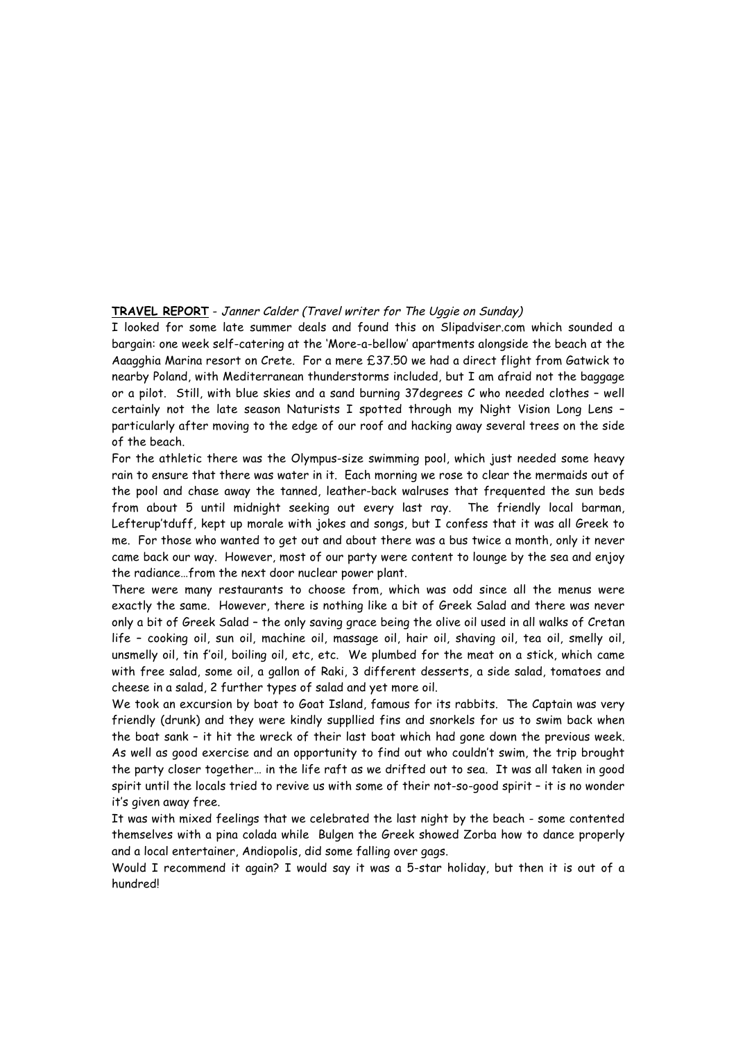**TRAVEL REPORT** - *Janner Calder (Travel writer for The Uggie on Sunday)*

I looked for some late summer deals and found this on Slipadviser.com which sounded a bargain: one week self-catering at the 'More-a-bellow' apartments alongside the beach at the Aaagghia Marina resort on Crete. For a mere £37.50 we had a direct flight from Gatwick to nearby Poland, with Mediterranean thunderstorms included, but I am afraid not the baggage or a pilot. Still, with blue skies and a sand burning 37degrees C who needed clothes – well certainly not the late season Naturists I spotted through my Night Vision Long Lens – particularly after moving to the edge of our roof and hacking away several trees on the side of the beach.

For the athletic there was the Olympus-size swimming pool, which just needed some heavy rain to ensure that there was water in it. Each morning we rose to clear the mermaids out of the pool and chase away the tanned, leather-back walruses that frequented the sun beds from about 5 until midnight seeking out every last ray. The friendly local barman, Lefterup'tduff, kept up morale with jokes and songs, but I confess that it was all Greek to me. For those who wanted to get out and about there was a bus twice a month, only it never came back our way. However, most of our party were content to lounge by the sea and enjoy the radiance…from the next door nuclear power plant.

There were many restaurants to choose from, which was odd since all the menus were exactly the same. However, there is nothing like a bit of Greek Salad and there was never only a bit of Greek Salad – the only saving grace being the olive oil used in all walks of Cretan life – cooking oil, sun oil, machine oil, massage oil, hair oil, shaving oil, tea oil, smelly oil, unsmelly oil, tin f'oil, boiling oil, etc, etc. We plumbed for the meat on a stick, which came with free salad, some oil, a gallon of Raki, 3 different desserts, a side salad, tomatoes and cheese in a salad, 2 further types of salad and yet more oil.

We took an excursion by boat to Goat Island, famous for its rabbits. The Captain was very friendly (drunk) and they were kindly suppllied fins and snorkels for us to swim back when the boat sank – it hit the wreck of their last boat which had gone down the previous week. As well as good exercise and an opportunity to find out who couldn't swim, the trip brought the party closer together… in the life raft as we drifted out to sea. It was all taken in good spirit until the locals tried to revive us with some of their not-so-good spirit – it is no wonder it's given away free.

It was with mixed feelings that we celebrated the last night by the beach - some contented themselves with a pina colada while Bulgen the Greek showed Zorba how to dance properly and a local entertainer, Andiopolis, did some falling over gags.

Would I recommend it again? I would say it was a 5-star holiday, but then it is out of a hundred!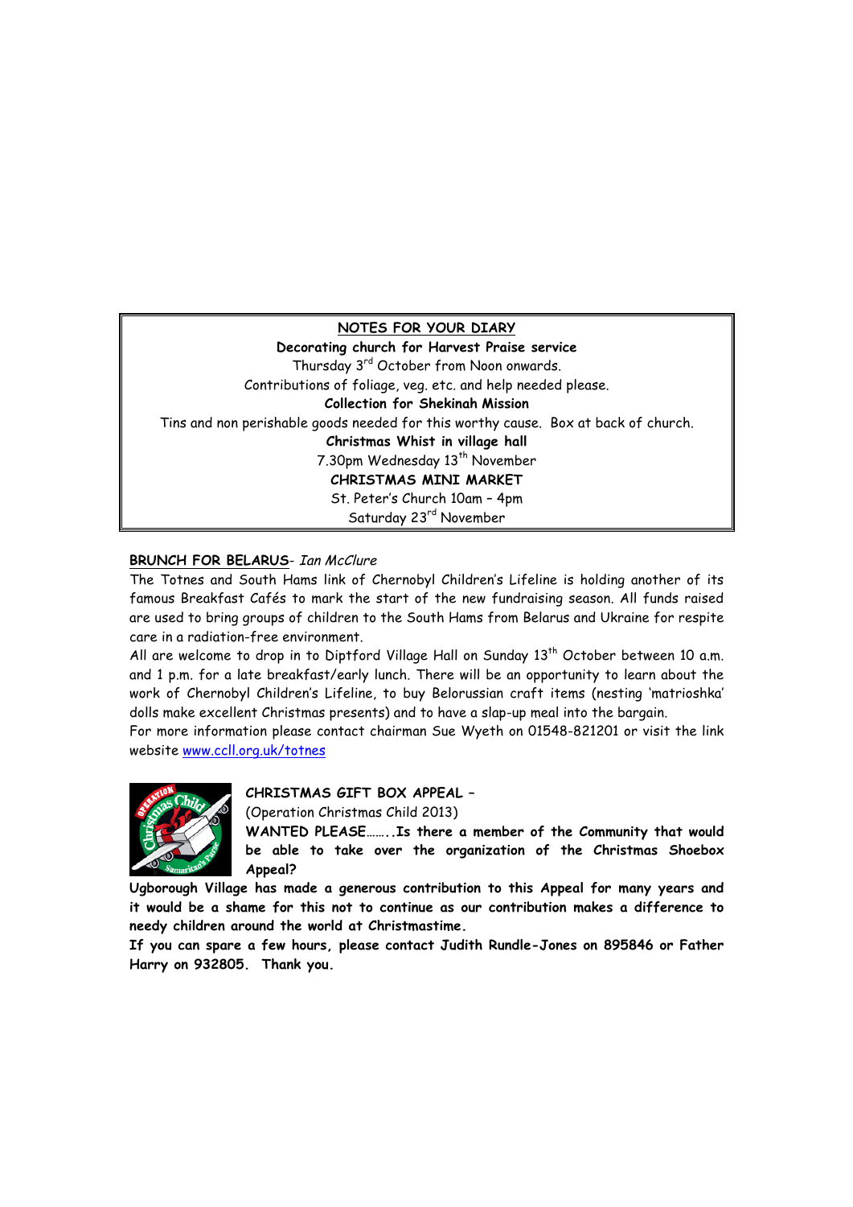**NOTES FOR YOUR DIARY**

**Decorating church for Harvest Praise service**

Thursday 3rd October from Noon onwards.

Contributions of foliage, veg. etc. and help needed please.

**Collection for Shekinah Mission**

Tins and non perishable goods needed for this worthy cause. Box at back of church.

**Christmas Whist in village hall**

7.30pm Wednesday 13th November

**CHRISTMAS MINI MARKET**

St. Peter's Church 10am – 4pm

Saturday 23rd November

**BRUNCH FOR BELARUS**- *Ian McClure*

The Totnes and South Hams link of Chernobyl Children's Lifeline is holding another of its famous Breakfast Cafés to mark the start of the new fundraising season. All funds raised are used to bring groups of children to the South Hams from Belarus and Ukraine for respite care in a radiation-free environment.

All are welcome to drop in to Diptford Village Hall on Sunday 13th October between 10 a.m. and 1 p.m. for a late breakfast/early lunch. There will be an opportunity to learn about the work of Chernobyl Children's Lifeline, to buy Belorussian craft items (nesting 'matrioshka' dolls make excellent Christmas presents) and to have a slap-up meal into the bargain.

For more information please contact chairman Sue Wyeth on 01548-821201 or visit the link website www.ccll.org.uk/totnes

**CHRISTMAS GIFT BOX APPEAL –**

(Operation Christmas Child 2013)

**WANTED PLEASE……..Is there a member of the Community that would be able to take over the organization of the Christmas Shoebox Appeal?**

**Ugborough Village has made a generous contribution to this Appeal for many years and it would be a shame for this not to continue as our contribution makes a difference to needy children around the world at Christmastime.**

**If you can spare a few hours, please contact Judith Rundle-Jones on 895846 or Father Harry on 932805. Thank you.**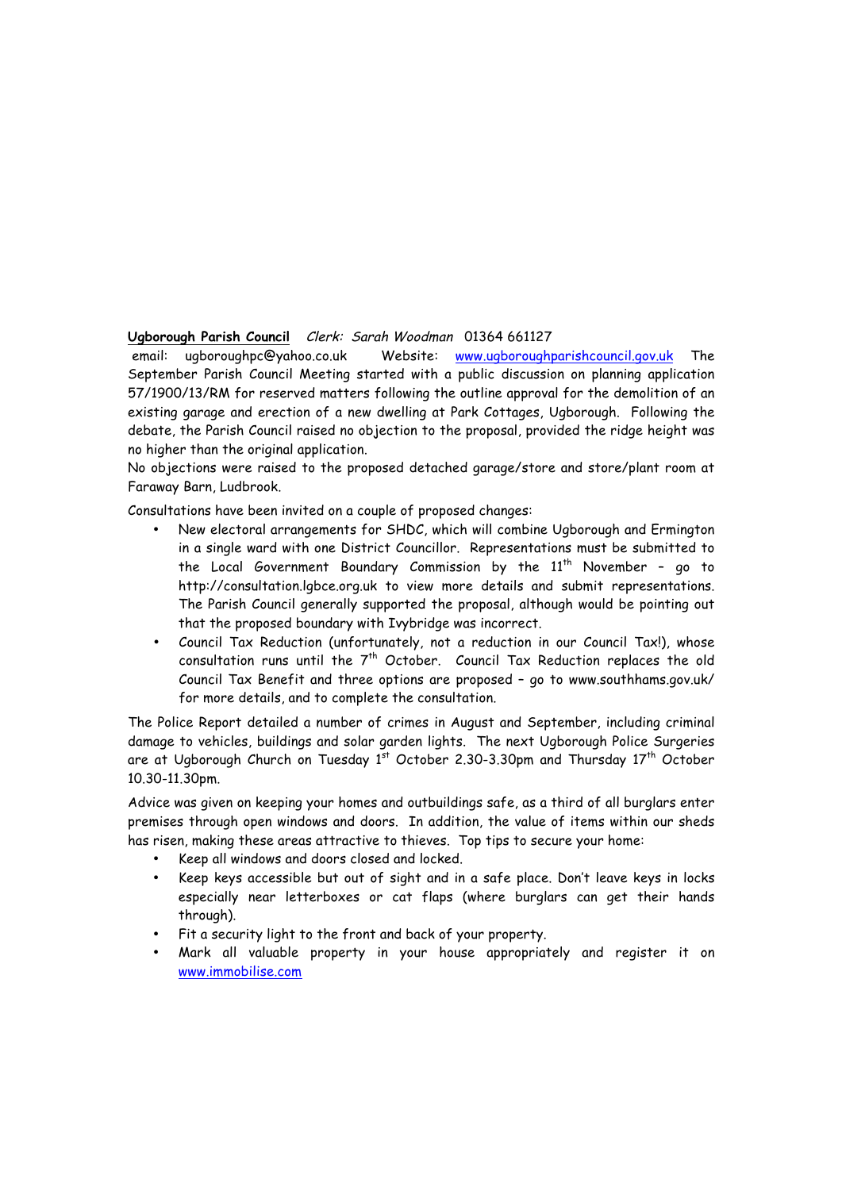**Ugborough Parish Council** *Clerk: Sarah Woodman* 01364 661127

email: ugboroughpc@yahoo.co.uk Website: [www.ugboroughparishcouncil.gov.uk](http://www.ugboroughparishcouncil.gov.uk) The September Parish Council Meeting started with a public discussion on planning application 57/1900/13/RM for reserved matters following the outline approval for the demolition of an existing garage and erection of a new dwelling at Park Cottages, Ugborough. Following the debate, the Parish Council raised no objection to the proposal, provided the ridge height was no higher than the original application.

No objections were raised to the proposed detached garage/store and store/plant room at Faraway Barn, Ludbrook.

Consultations have been invited on a couple of proposed changes:

- New electoral arrangements for SHDC, which will combine Ugborough and Ermington in a single ward with one District Councillor. Representations must be submitted to the Local Government Boundary Commission by the 11th November – go to http://consultation.lgbce.org.uk to view more details and submit representations. The Parish Council generally supported the proposal, although would be pointing out that the proposed boundary with Ivybridge was incorrect.
- Council Tax Reduction (unfortunately, not a reduction in our Council Tax!), whose consultation runs until the 7th October. Council Tax Reduction replaces the old Council Tax Benefit and three options are proposed – go to www.southhams.gov.uk/ for more details, and to complete the consultation.

The Police Report detailed a number of crimes in August and September, including criminal damage to vehicles, buildings and solar garden lights. The next Ugborough Police Surgeries are at Ugborough Church on Tuesday 1st October 2.30-3.30pm and Thursday 17th October 10.30-11.30pm.

Advice was given on keeping your homes and outbuildings safe, as a third of all burglars enter premises through open windows and doors. In addition, the value of items within our sheds has risen, making these areas attractive to thieves. Top tips to secure your home:

- Keep all windows and doors closed and locked.
- Keep keys accessible but out of sight and in a safe place. Don't leave keys in locks especially near letterboxes or cat flaps (where burglars can get their hands through).
- Fit a security light to the front and back of your property.
- Mark all valuable property in your house appropriately and register it on [www.immobilise.com](http://www.immobilise.com)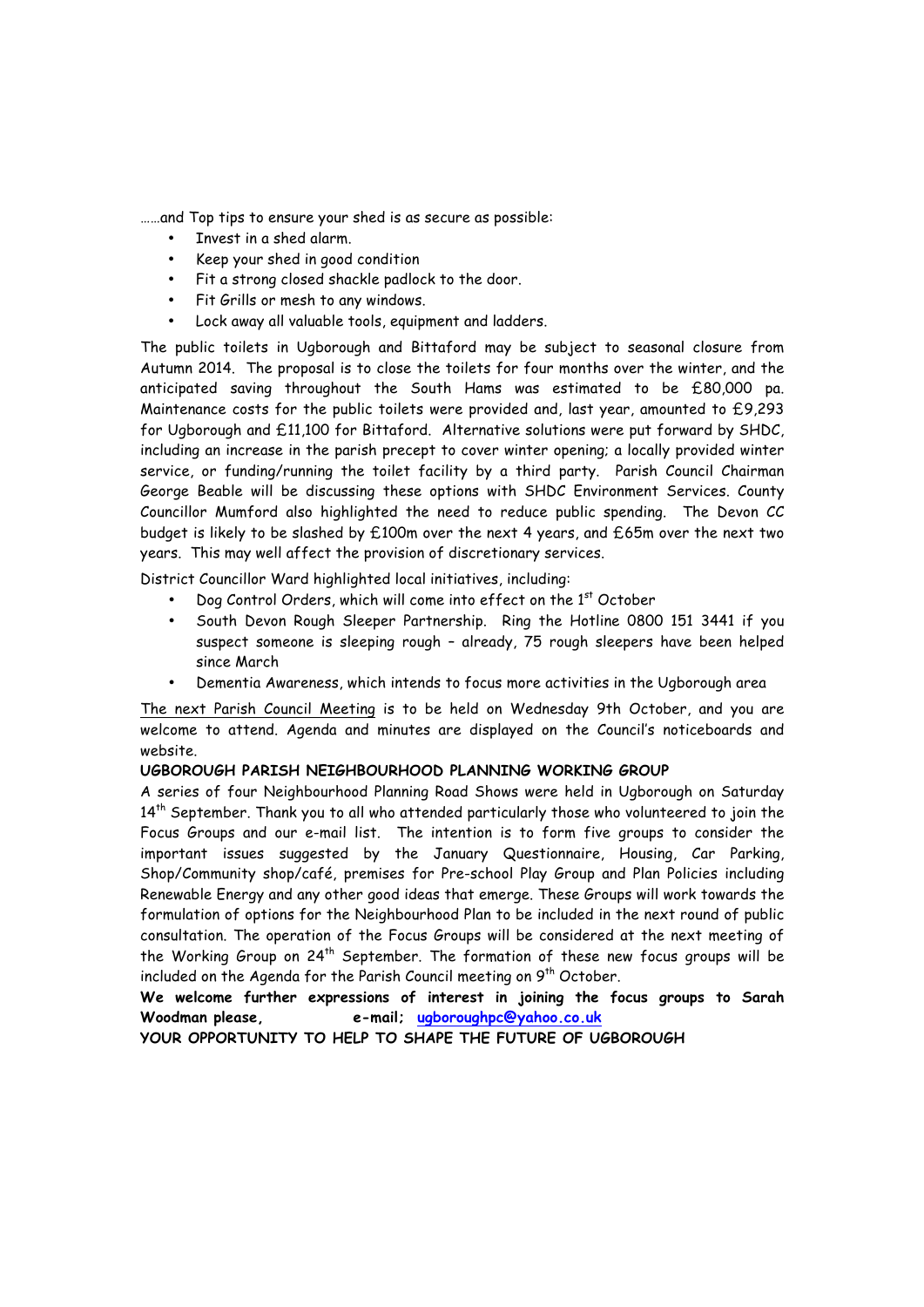……and Top tips to ensure your shed is as secure as possible:

- Invest in a shed alarm.
- Keep your shed in good condition
- Fit a strong closed shackle padlock to the door.
- Fit Grills or mesh to any windows.
- Lock away all valuable tools, equipment and ladders.

The public toilets in Ugborough and Bittaford may be subject to seasonal closure from Autumn 2014. The proposal is to close the toilets for four months over the winter, and the anticipated saving throughout the South Hams was estimated to be £80,000 pa. Maintenance costs for the public toilets were provided and, last year, amounted to £9,293 for Ugborough and £11,100 for Bittaford. Alternative solutions were put forward by SHDC, including an increase in the parish precept to cover winter opening; a locally provided winter service, or funding/running the toilet facility by a third party. Parish Council Chairman George Beable will be discussing these options with SHDC Environment Services. County Councillor Mumford also highlighted the need to reduce public spending. The Devon CC budget is likely to be slashed by £100m over the next 4 years, and £65m over the next two years. This may well affect the provision of discretionary services.

District Councillor Ward highlighted local initiatives, including:

- Dog Control Orders, which will come into effect on the 1st October
- South Devon Rough Sleeper Partnership. Ring the Hotline 0800 151 3441 if you suspect someone is sleeping rough – already, 75 rough sleepers have been helped since March
- Dementia Awareness, which intends to focus more activities in the Ugborough area

<u>The next Parish Council Meeting</u> is to be held on Wednesday 9th October, and you are welcome to attend. Agenda and minutes are displayed on the Council's noticeboards and website.

**UGBOROUGH PARISH NEIGHBOURHOOD PLANNING WORKING GROUP**

A series of four Neighbourhood Planning Road Shows were held in Ugborough on Saturday 14th September. Thank you to all who attended particularly those who volunteered to join the Focus Groups and our e-mail list. The intention is to form five groups to consider the important issues suggested by the January Questionnaire, Housing, Car Parking, Shop/Community shop/café, premises for Pre-school Play Group and Plan Policies including Renewable Energy and any other good ideas that emerge. These Groups will work towards the formulation of options for the Neighbourhood Plan to be included in the next round of public consultation. The operation of the Focus Groups will be considered at the next meeting of the Working Group on 24th September. The formation of these new focus groups will be included on the Agenda for the Parish Council meeting on 9th October.

**We welcome further expressions of interest in joining the focus groups to Sarah Woodman please, e-mail; ugboroughpc@yahoo.co.uk**

**YOUR OPPORTUNITY TO HELP TO SHAPE THE FUTURE OF UGBOROUGH**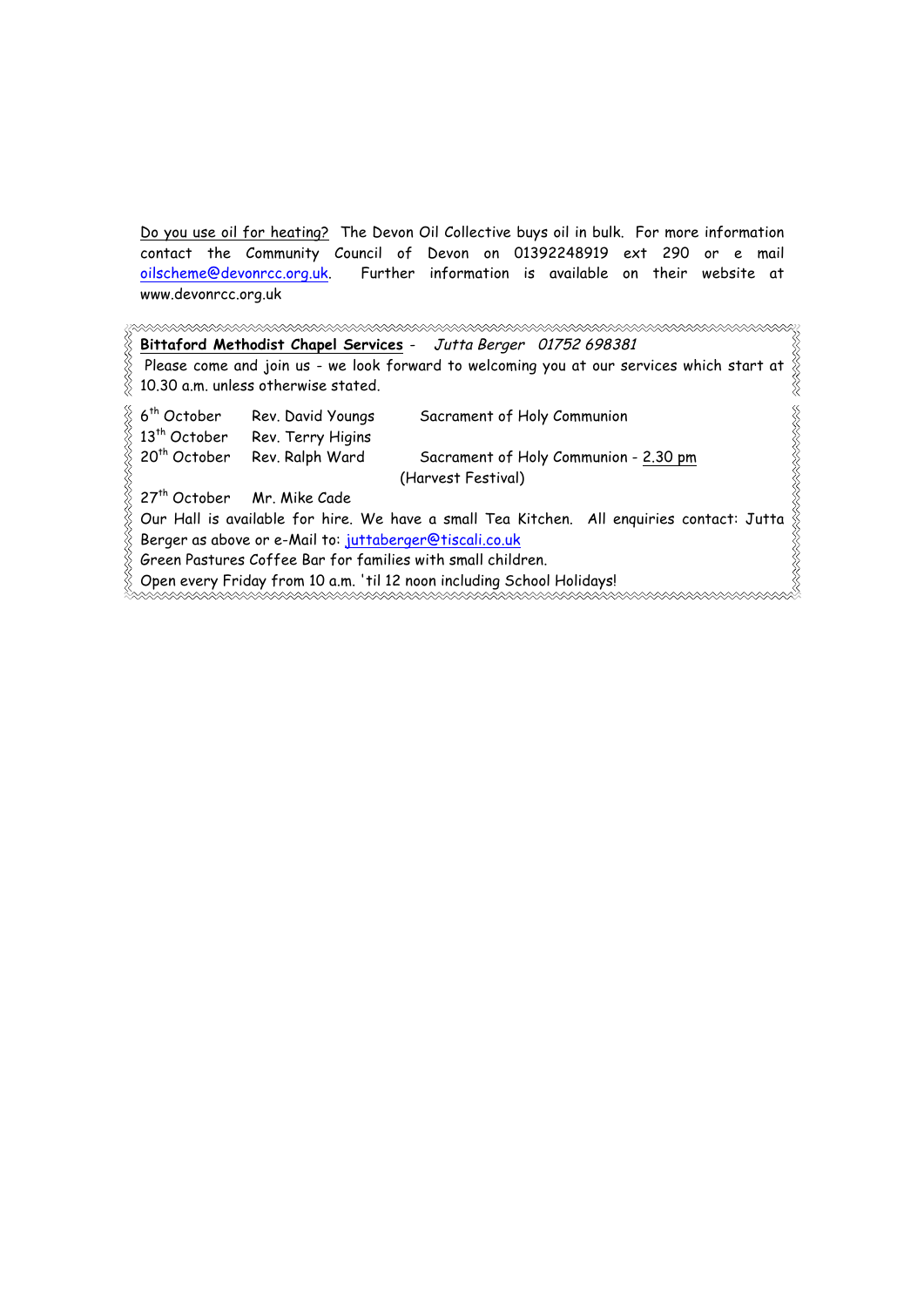Do you use oil for heating? The Devon Oil Collective buys oil in bulk. For more information contact the Community Council of Devon on 01392248919 ext 290 or e mail oilscheme@devonrcc.org.uk. Further information is available on their website at www.devonrcc.org.uk

**Bittaford Methodist Chapel Services** - *Jutta Berger 01752 698381*

Please come and join us - we look forward to welcoming you at our services which start at 10.30 a.m. unless otherwise stated.

| | | |
|---|---|---|
| 6th October | Rev. David Youngs | Sacrament of Holy Communion |
| 13th October | Rev. Terry Higins | |
| 20th October | Rev. Ralph Ward | Sacrament of Holy Communion - 2.30 pm (Harvest Festival) |
| 27th October | Mr. Mike Cade | |

Our Hall is available for hire. We have a small Tea Kitchen. All enquiries contact: Jutta Berger as above or e-Mail to: juttaberger@tiscali.co.uk

Green Pastures Coffee Bar for families with small children.

Open every Friday from 10 a.m. 'til 12 noon including School Holidays!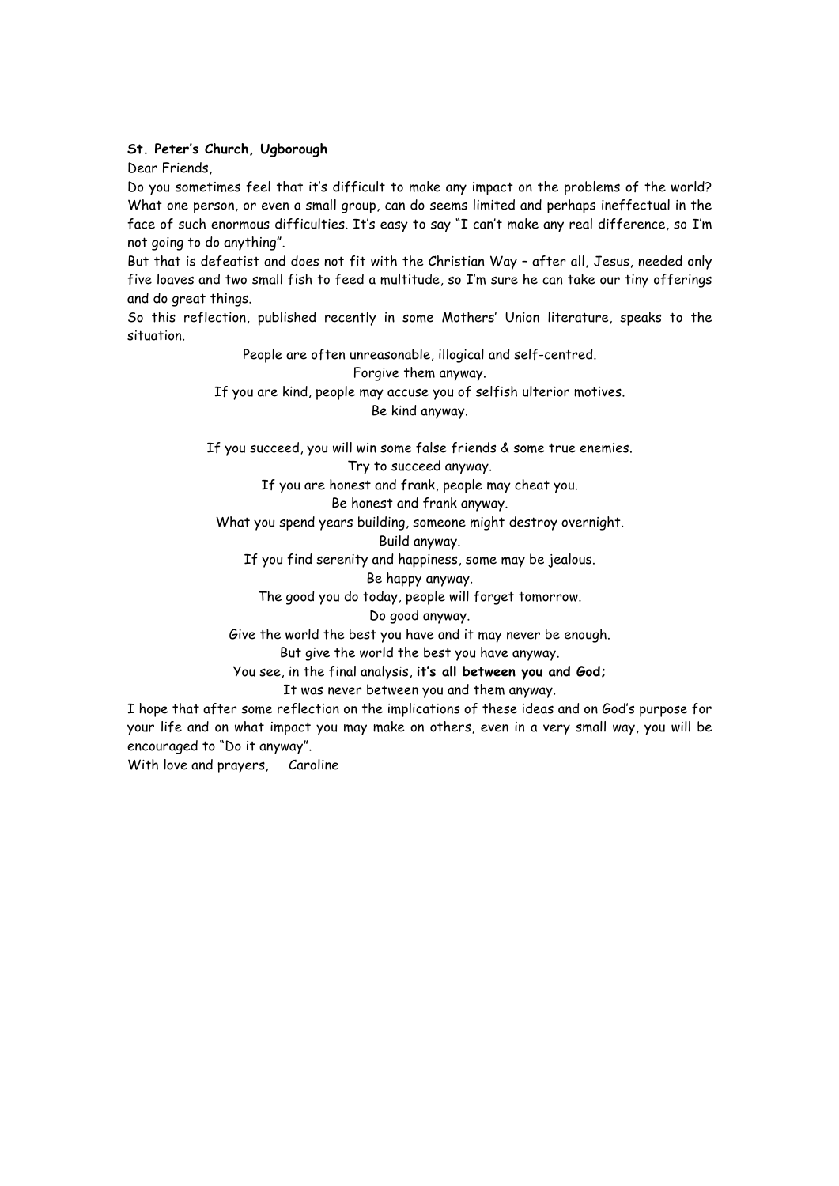**St. Peter's Church, Ugborough**

Dear Friends,

Do you sometimes feel that it's difficult to make any impact on the problems of the world? What one person, or even a small group, can do seems limited and perhaps ineffectual in the face of such enormous difficulties. It's easy to say "I can't make any real difference, so I'm not going to do anything".

But that is defeatist and does not fit with the Christian Way – after all, Jesus, needed only five loaves and two small fish to feed a multitude, so I'm sure he can take our tiny offerings and do great things.

So this reflection, published recently in some Mothers' Union literature, speaks to the situation.

People are often unreasonable, illogical and self-centred.
Forgive them anyway.
If you are kind, people may accuse you of selfish ulterior motives.
Be kind anyway.

If you succeed, you will win some false friends & some true enemies.
Try to succeed anyway.
If you are honest and frank, people may cheat you.
Be honest and frank anyway.
What you spend years building, someone might destroy overnight.
Build anyway.
If you find serenity and happiness, some may be jealous.
Be happy anyway.
The good you do today, people will forget tomorrow.
Do good anyway.
Give the world the best you have and it may never be enough.
But give the world the best you have anyway.
You see, in the final analysis, **it's all between you and God;**
It was never between you and them anyway.

I hope that after some reflection on the implications of these ideas and on God's purpose for your life and on what impact you may make on others, even in a very small way, you will be encouraged to "Do it anyway".

With love and prayers, Caroline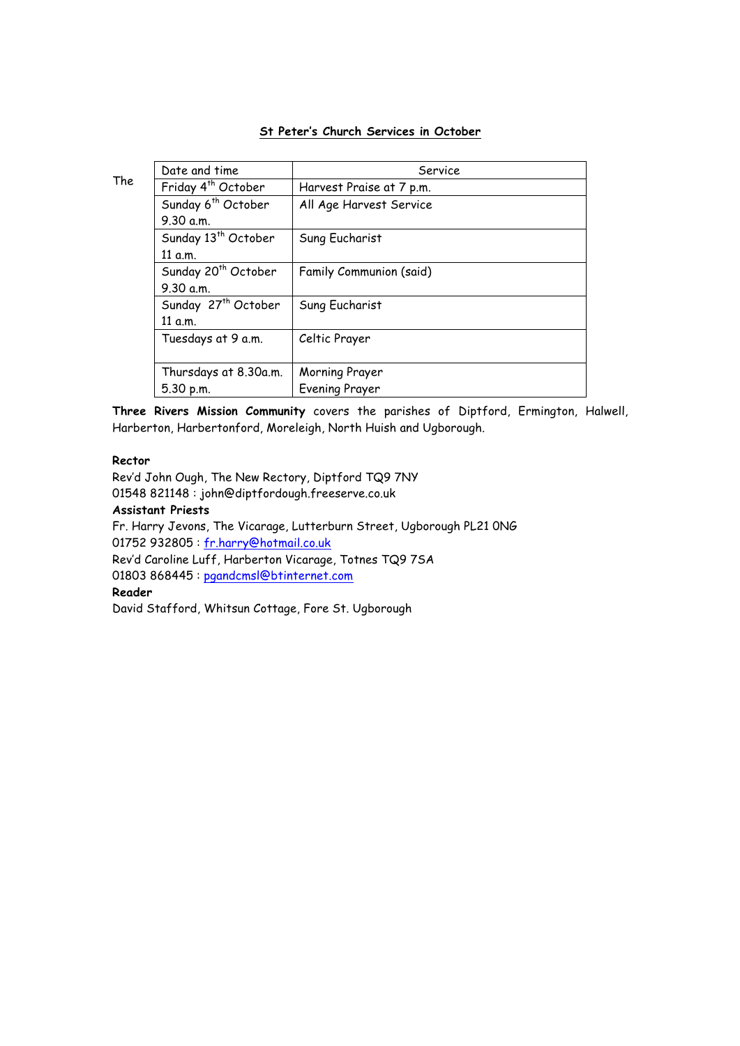## St Peter's Church Services in October

The

| Date and time | Service |
|---|---|
| Friday 4th October | Harvest Praise at 7 p.m. |
| Sunday 6th October 9.30 a.m. | All Age Harvest Service |
| Sunday 13th October 11 a.m. | Sung Eucharist |
| Sunday 20th October 9.30 a.m. | Family Communion (said) |
| Sunday 27th October 11 a.m. | Sung Eucharist |
| Tuesdays at 9 a.m. | Celtic Prayer |
| Thursdays at 8.30a.m. 5.30 p.m. | Morning Prayer Evening Prayer |

**Three Rivers Mission Community** covers the parishes of Diptford, Ermington, Halwell, Harberton, Harbertonford, Moreleigh, North Huish and Ugborough.

**Rector**
Rev'd John Ough, The New Rectory, Diptford TQ9 7NY
01548 821148 : john@diptfordough.freeserve.co.uk

**Assistant Priests**
Fr. Harry Jevons, The Vicarage, Lutterburn Street, Ugborough PL21 0NG
01752 932805 : fr.harry@hotmail.co.uk
Rev'd Caroline Luff, Harberton Vicarage, Totnes TQ9 7SA
01803 868445 : pgandcmsl@btinternet.com

**Reader**
David Stafford, Whitsun Cottage, Fore St. Ugborough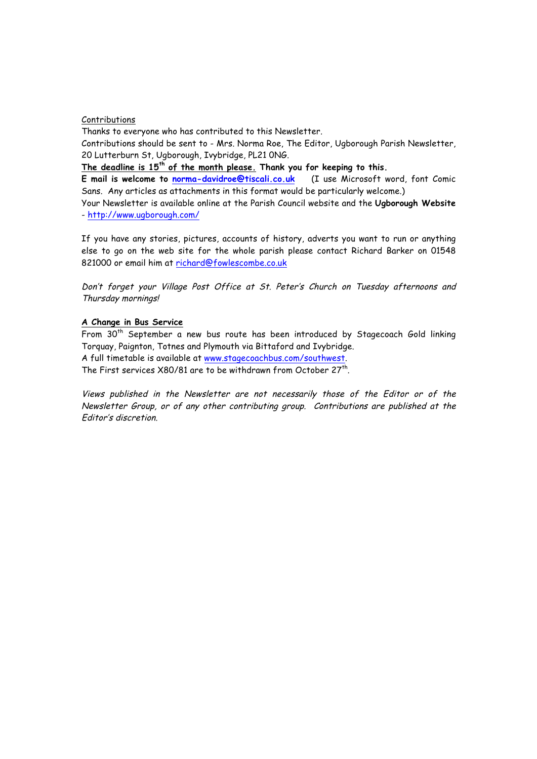Contributions

Thanks to everyone who has contributed to this Newsletter.

Contributions should be sent to - Mrs. Norma Roe, The Editor, Ugborough Parish Newsletter, 20 Lutterburn St, Ugborough, Ivybridge, PL21 0NG.

**The deadline is 15th of the month please. Thank you for keeping to this.**

**E mail is welcome to norma-davidroe@tiscali.co.uk** (I use Microsoft word, font Comic Sans. Any articles as attachments in this format would be particularly welcome.)

Your Newsletter is available online at the Parish Council website and the **Ugborough Website** - http://www.ugborough.com/

If you have any stories, pictures, accounts of history, adverts you want to run or anything else to go on the web site for the whole parish please contact Richard Barker on 01548 821000 or email him at richard@fowlescombe.co.uk

*Don't forget your Village Post Office at St. Peter's Church on Tuesday afternoons and Thursday mornings!*

**A Change in Bus Service**

From 30th September a new bus route has been introduced by Stagecoach Gold linking Torquay, Paignton, Totnes and Plymouth via Bittaford and Ivybridge.

A full timetable is available at www.stagecoachbus.com/southwest.

The First services X80/81 are to be withdrawn from October 27th.

*Views published in the Newsletter are not necessarily those of the Editor or of the Newsletter Group, or of any other contributing group. Contributions are published at the Editor's discretion.*